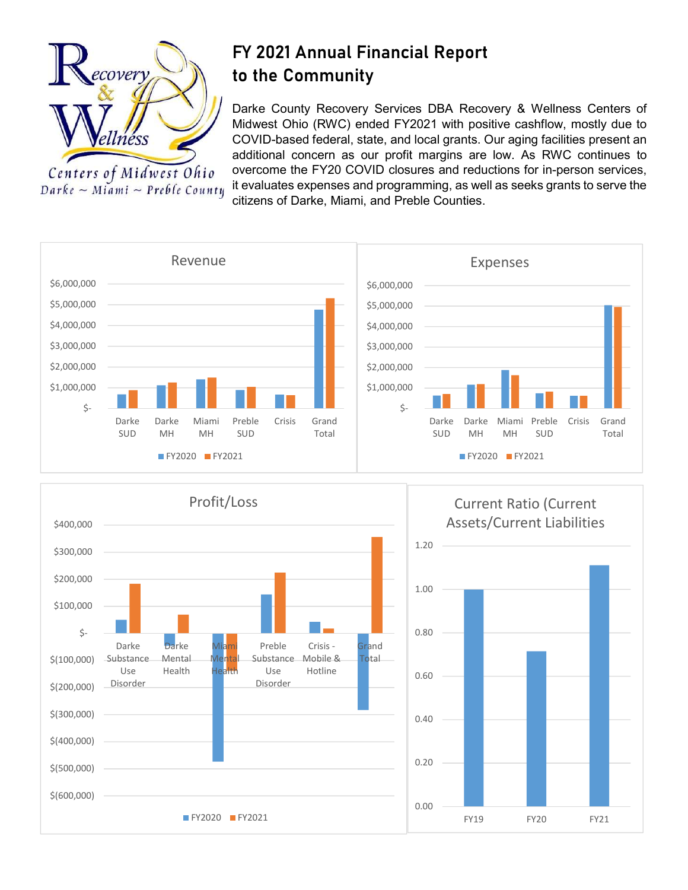# FY 2021 Annual Financial Report to the Community

Recovery & Wellness Centers of Midwest Ohio
Darke ~ Miami ~ Preble County

Darke County Recovery Services DBA Recovery & Wellness Centers of Midwest Ohio (RWC) ended FY2021 with positive cashflow, mostly due to COVID-based federal, state, and local grants. Our aging facilities present an additional concern as our profit margins are low. As RWC continues to overcome the FY20 COVID closures and reductions for in-person services, it evaluates expenses and programming, as well as seeks grants to serve the citizens of Darke, Miami, and Preble Counties.

## Revenue

Y-axis: $-, $1,000,000, $2,000,000, $3,000,000, $4,000,000, $5,000,000, $6,000,000

Categories: Darke SUD, Darke MH, Miami MH, Preble SUD, Crisis, Grand Total

Legend: FY2020, FY2021

## Expenses

Y-axis: $-, $1,000,000, $2,000,000, $3,000,000, $4,000,000, $5,000,000, $6,000,000

Categories: Darke SUD, Darke MH, Miami MH, Preble SUD, Crisis, Grand Total

Legend: FY2020, FY2021

## Profit/Loss

Y-axis: $(600,000), $(500,000), $(400,000), $(300,000), $(200,000), $(100,000), $-, $100,000, $200,000, $300,000, $400,000

Categories: Darke Substance Use Disorder, Darke Mental Health, Miami Mental Health, Preble Substance Use Disorder, Crisis - Mobile & Hotline, Grand Total

Legend: FY2020, FY2021

## Current Ratio (Current Assets/Current Liabilities

Y-axis: 0.00, 0.20, 0.40, 0.60, 0.80, 1.00, 1.20

Categories: FY19, FY20, FY21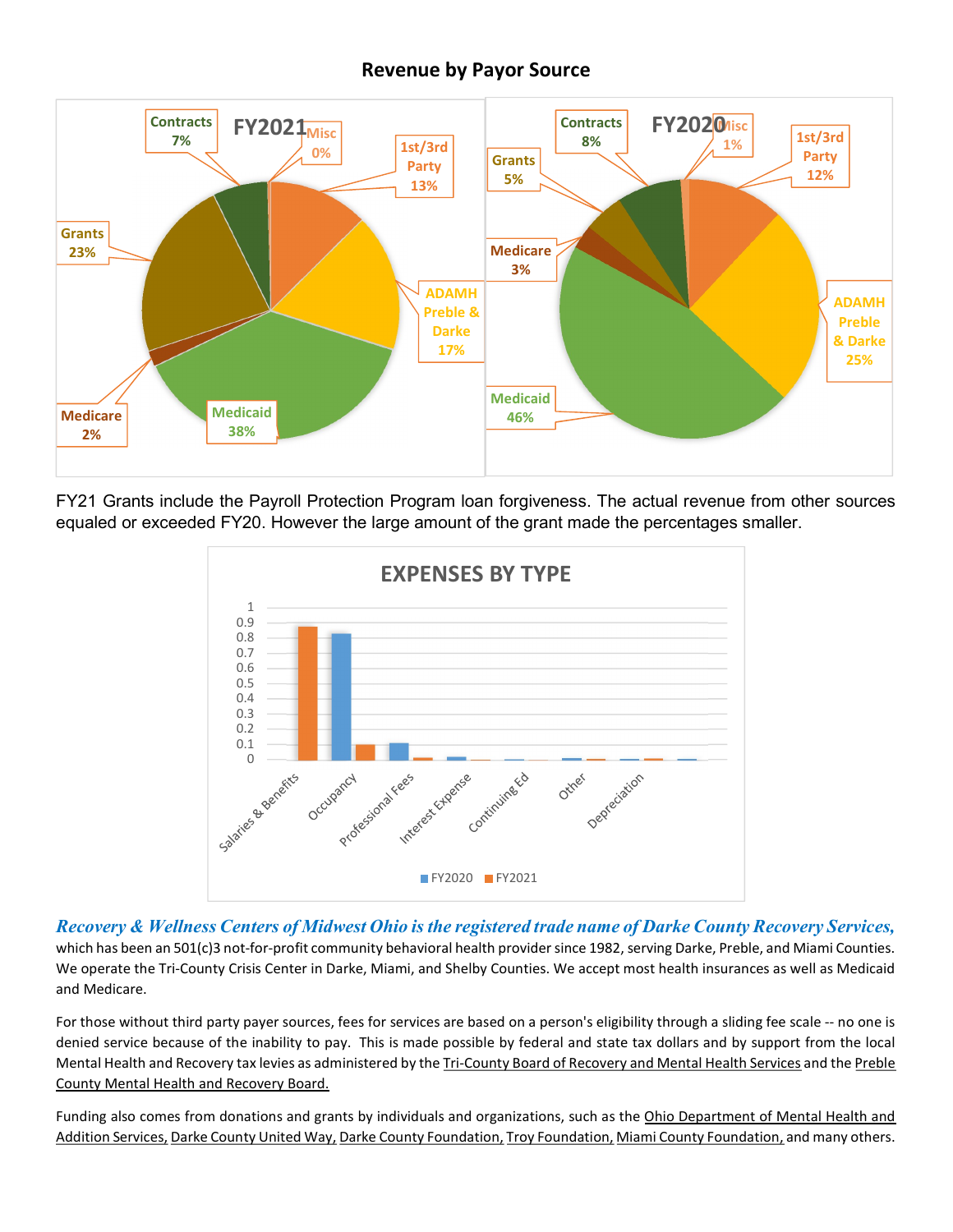## Revenue by Payor Source

FY2021

Contracts 7%

Misc 0%

1st/3rd Party 13%

ADAMH Preble & Darke 17%

Medicaid 38%

Medicare 2%

Grants 23%

FY2020

Contracts 8%

Misc 1%

1st/3rd Party 12%

Grants 5%

Medicare 3%

ADAMH Preble & Darke 25%

Medicaid 46%

FY21 Grants include the Payroll Protection Program loan forgiveness. The actual revenue from other sources equaled or exceeded FY20. However the large amount of the grant made the percentages smaller.

EXPENSES BY TYPE

1
0.9
0.8
0.7
0.6
0.5
0.4
0.3
0.2
0.1
0

Salaries & Benefits
Occupancy
Professional Fees
Interest Expense
Continuing Ed
Other
Depreciation

FY2020 FY2021

***Recovery & Wellness Centers of Midwest Ohio is the registered trade name of Darke County Recovery Services,*** which has been an 501(c)3 not-for-profit community behavioral health provider since 1982, serving Darke, Preble, and Miami Counties. We operate the Tri-County Crisis Center in Darke, Miami, and Shelby Counties. We accept most health insurances as well as Medicaid and Medicare.

For those without third party payer sources, fees for services are based on a person's eligibility through a sliding fee scale -- no one is denied service because of the inability to pay. This is made possible by federal and state tax dollars and by support from the local Mental Health and Recovery tax levies as administered by the Tri-County Board of Recovery and Mental Health Services and the Preble County Mental Health and Recovery Board.

Funding also comes from donations and grants by individuals and organizations, such as the Ohio Department of Mental Health and Addition Services, Darke County United Way, Darke County Foundation, Troy Foundation, Miami County Foundation, and many others.